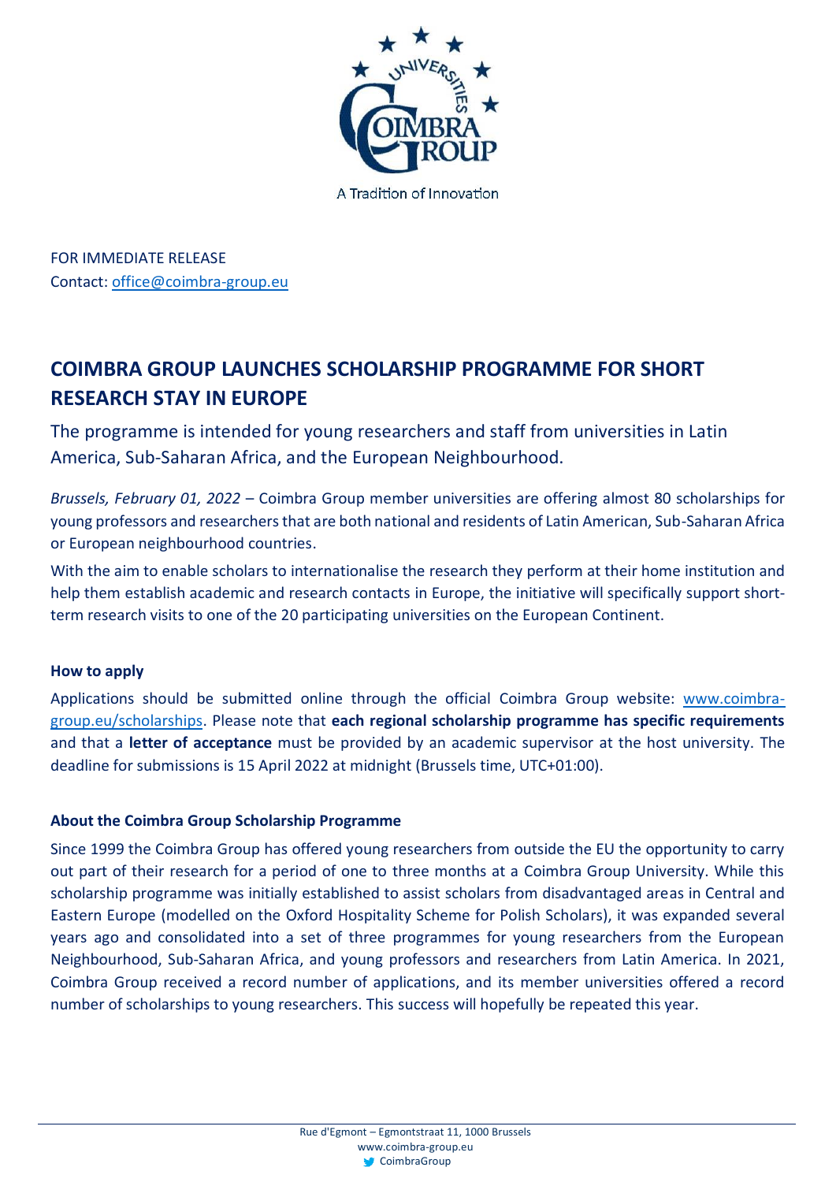A Tradition of Innovation

FOR IMMEDIATE RELEASE
Contact: office@coimbra-group.eu

# COIMBRA GROUP LAUNCHES SCHOLARSHIP PROGRAMME FOR SHORT RESEARCH STAY IN EUROPE

## The programme is intended for young researchers and staff from universities in Latin America, Sub-Saharan Africa, and the European Neighbourhood.

*Brussels, February 01, 2022* – Coimbra Group member universities are offering almost 80 scholarships for young professors and researchers that are both national and residents of Latin American, Sub-Saharan Africa or European neighbourhood countries.

With the aim to enable scholars to internationalise the research they perform at their home institution and help them establish academic and research contacts in Europe, the initiative will specifically support short-term research visits to one of the 20 participating universities on the European Continent.

### How to apply

Applications should be submitted online through the official Coimbra Group website: www.coimbra-group.eu/scholarships. Please note that **each regional scholarship programme has specific requirements** and that a **letter of acceptance** must be provided by an academic supervisor at the host university. The deadline for submissions is 15 April 2022 at midnight (Brussels time, UTC+01:00).

### About the Coimbra Group Scholarship Programme

Since 1999 the Coimbra Group has offered young researchers from outside the EU the opportunity to carry out part of their research for a period of one to three months at a Coimbra Group University. While this scholarship programme was initially established to assist scholars from disadvantaged areas in Central and Eastern Europe (modelled on the Oxford Hospitality Scheme for Polish Scholars), it was expanded several years ago and consolidated into a set of three programmes for young researchers from the European Neighbourhood, Sub-Saharan Africa, and young professors and researchers from Latin America. In 2021, Coimbra Group received a record number of applications, and its member universities offered a record number of scholarships to young researchers. This success will hopefully be repeated this year.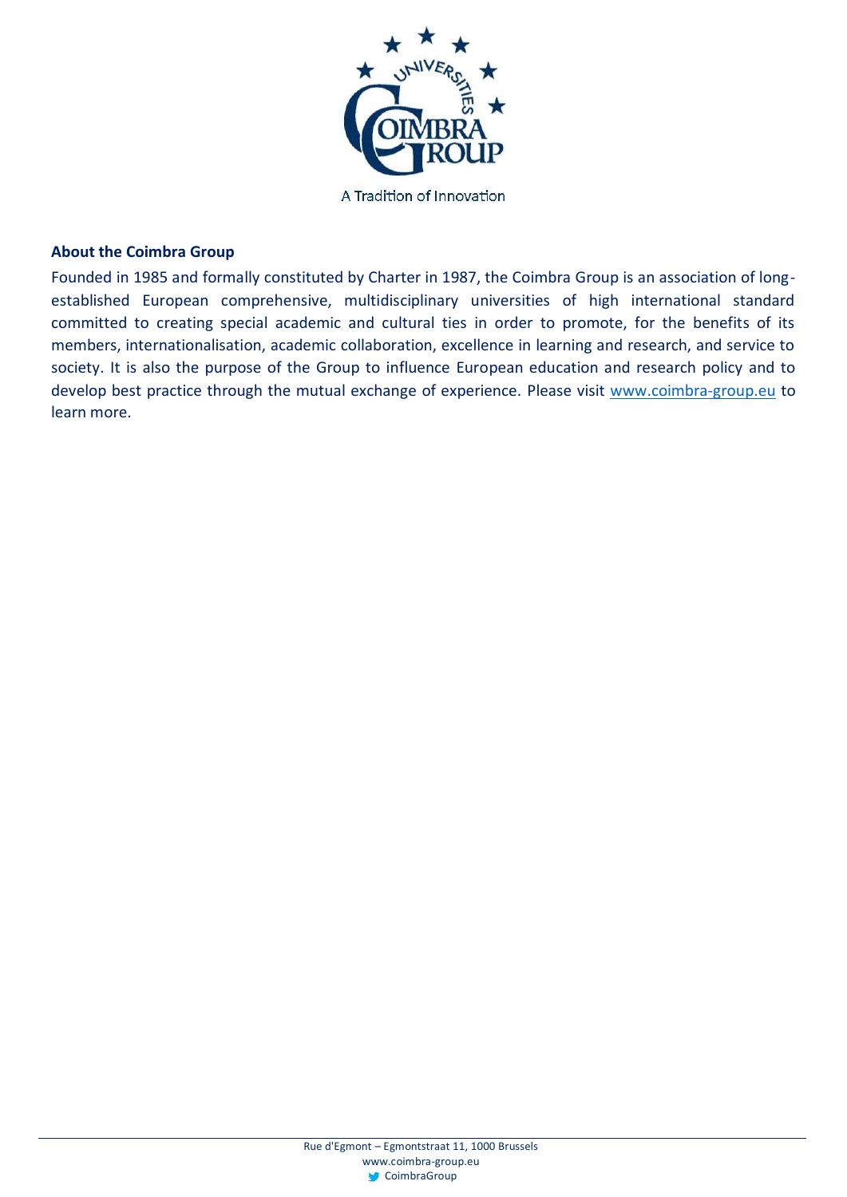A Tradition of Innovation

## About the Coimbra Group

Founded in 1985 and formally constituted by Charter in 1987, the Coimbra Group is an association of long-established European comprehensive, multidisciplinary universities of high international standard committed to creating special academic and cultural ties in order to promote, for the benefits of its members, internationalisation, academic collaboration, excellence in learning and research, and service to society. It is also the purpose of the Group to influence European education and research policy and to develop best practice through the mutual exchange of experience. Please visit [www.coimbra-group.eu](http://www.coimbra-group.eu) to learn more.